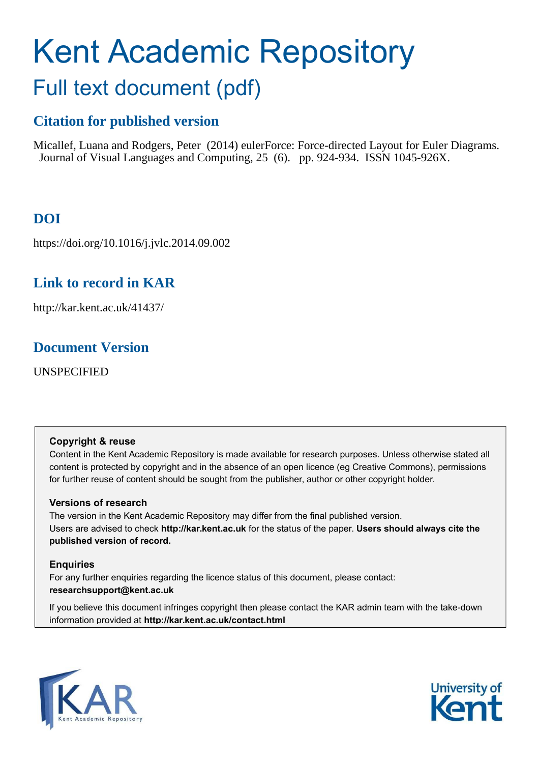# Kent Academic Repository

## Full text document (pdf)

### Citation for published version

Micallef, Luana and Rodgers, Peter (2014) eulerForce: Force-directed Layout for Euler Diagrams. Journal of Visual Languages and Computing, 25 (6). pp. 924-934. ISSN 1045-926X.

### DOI

https://doi.org/10.1016/j.jvlc.2014.09.002

### Link to record in KAR

http://kar.kent.ac.uk/41437/

### Document Version

UNSPECIFIED

**Copyright & reuse**

Content in the Kent Academic Repository is made available for research purposes. Unless otherwise stated all content is protected by copyright and in the absence of an open licence (eg Creative Commons), permissions for further reuse of content should be sought from the publisher, author or other copyright holder.

**Versions of research**

The version in the Kent Academic Repository may differ from the final published version. Users are advised to check **http://kar.kent.ac.uk** for the status of the paper. **Users should always cite the published version of record.**

**Enquiries**

For any further enquiries regarding the licence status of this document, please contact: **researchsupport@kent.ac.uk**

If you believe this document infringes copyright then please contact the KAR admin team with the take-down information provided at **http://kar.kent.ac.uk/contact.html**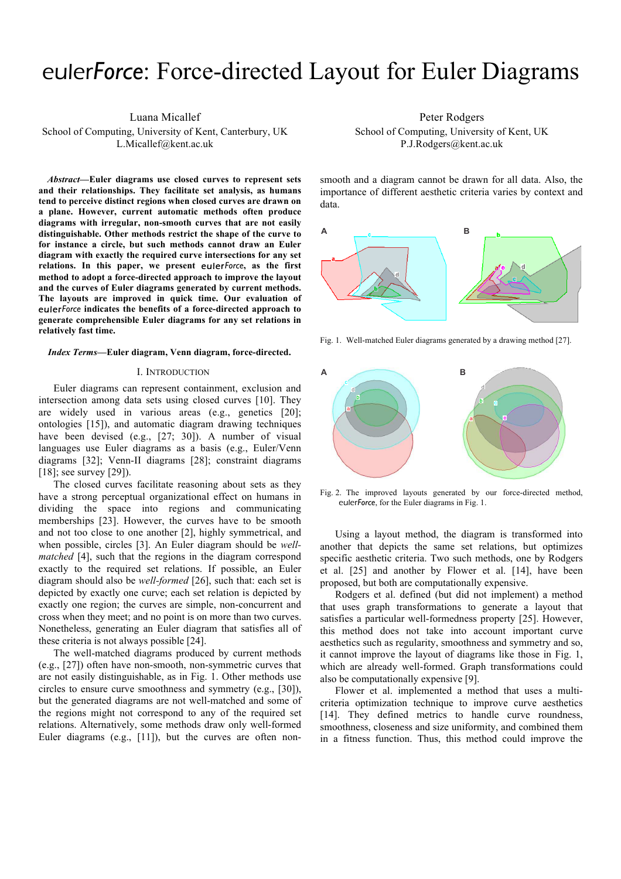# eulerForce: Force-directed Layout for Euler Diagrams

Luana Micallef
School of Computing, University of Kent, Canterbury, UK
L.Micallef@kent.ac.uk

Peter Rodgers
School of Computing, University of Kent, UK
P.J.Rodgers@kent.ac.uk

***Abstract*—Euler diagrams use closed curves to represent sets and their relationships. They facilitate set analysis, as humans tend to perceive distinct regions when closed curves are drawn on a plane. However, current automatic methods often produce diagrams with irregular, non-smooth curves that are not easily distinguishable. Other methods restrict the shape of the curve to for instance a circle, but such methods cannot draw an Euler diagram with exactly the required curve intersections for any set relations. In this paper, we present eulerForce, as the first method to adopt a force-directed approach to improve the layout and the curves of Euler diagrams generated by current methods. The layouts are improved in quick time. Our evaluation of eulerForce indicates the benefits of a force-directed approach to generate comprehensible Euler diagrams for any set relations in relatively fast time.**

***Index Terms*—Euler diagram, Venn diagram, force-directed.**

## I. Introduction

Euler diagrams can represent containment, exclusion and intersection among data sets using closed curves [10]. They are widely used in various areas (e.g., genetics [20]; ontologies [15]), and automatic diagram drawing techniques have been devised (e.g., [27; 30]). A number of visual languages use Euler diagrams as a basis (e.g., Euler/Venn diagrams [32]; Venn-II diagrams [28]; constraint diagrams [18]; see survey [29]).

The closed curves facilitate reasoning about sets as they have a strong perceptual organizational effect on humans in dividing the space into regions and communicating memberships [23]. However, the curves have to be smooth and not too close to one another [2], highly symmetrical, and when possible, circles [3]. An Euler diagram should be *well-matched* [4], such that the regions in the diagram correspond exactly to the required set relations. If possible, an Euler diagram should also be *well-formed* [26], such that: each set is depicted by exactly one curve; each set relation is depicted by exactly one region; the curves are simple, non-concurrent and cross when they meet; and no point is on more than two curves. Nonetheless, generating an Euler diagram that satisfies all of these criteria is not always possible [24].

The well-matched diagrams produced by current methods (e.g., [27]) often have non-smooth, non-symmetric curves that are not easily distinguishable, as in Fig. 1. Other methods use circles to ensure curve smoothness and symmetry (e.g., [30]), but the generated diagrams are not well-matched and some of the regions might not correspond to any of the required set relations. Alternatively, some methods draw only well-formed Euler diagrams (e.g., [11]), but the curves are often non-smooth and a diagram cannot be drawn for all data. Also, the importance of different aesthetic criteria varies by context and data.

Fig. 1. Well-matched Euler diagrams generated by a drawing method [27].

Fig. 2. The improved layouts generated by our force-directed method, eulerForce, for the Euler diagrams in Fig. 1.

Using a layout method, the diagram is transformed into another that depicts the same set relations, but optimizes specific aesthetic criteria. Two such methods, one by Rodgers et al. [25] and another by Flower et al. [14], have been proposed, but both are computationally expensive.

Rodgers et al. defined (but did not implement) a method that uses graph transformations to generate a layout that satisfies a particular well-formedness property [25]. However, this method does not take into account important curve aesthetics such as regularity, smoothness and symmetry and so, it cannot improve the layout of diagrams like those in Fig. 1, which are already well-formed. Graph transformations could also be computationally expensive [9].

Flower et al. implemented a method that uses a multi-criteria optimization technique to improve curve aesthetics [14]. They defined metrics to handle curve roundness, smoothness, closeness and size uniformity, and combined them in a fitness function. Thus, this method could improve the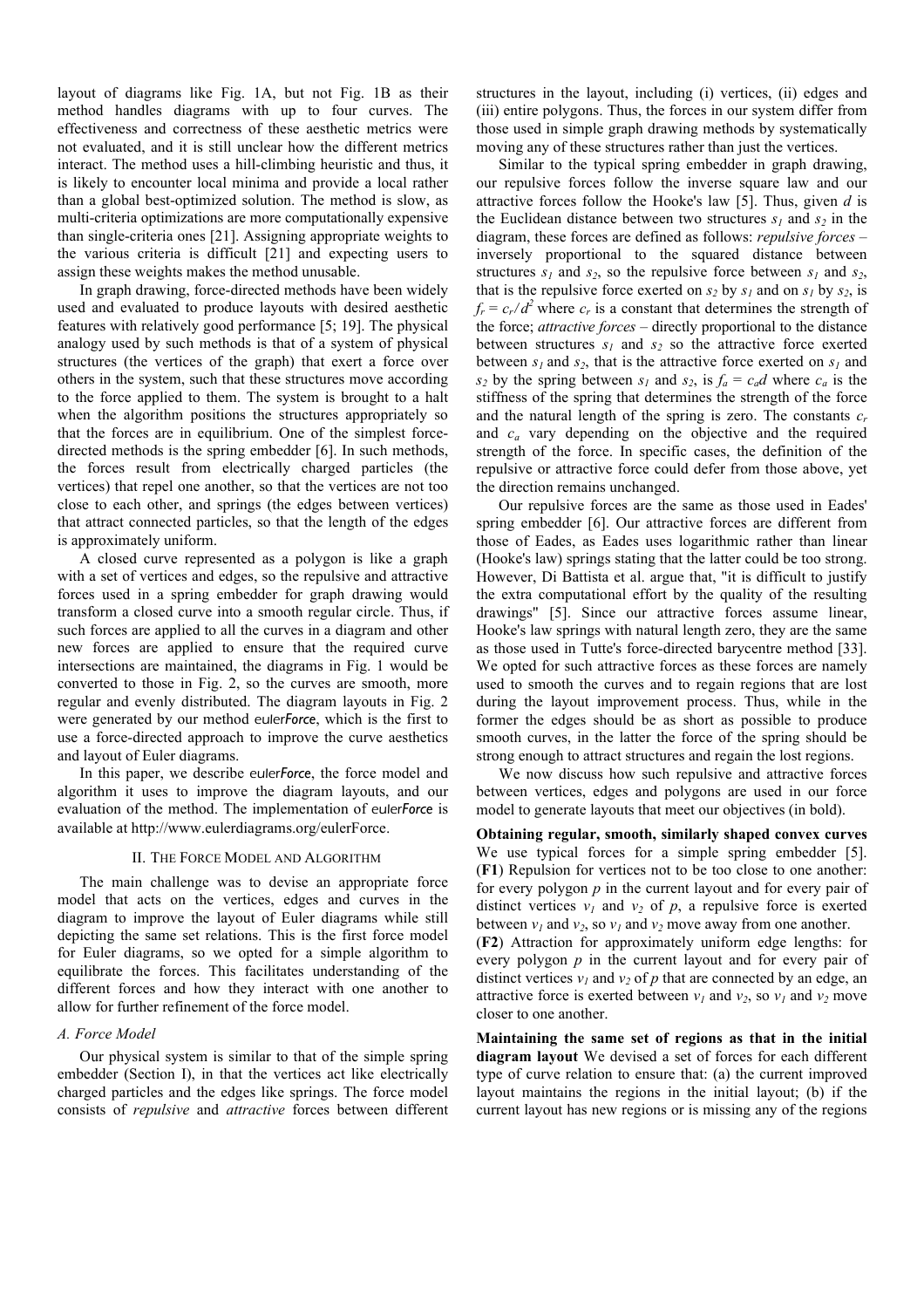layout of diagrams like Fig. 1A, but not Fig. 1B as their method handles diagrams with up to four curves. The effectiveness and correctness of these aesthetic metrics were not evaluated, and it is still unclear how the different metrics interact. The method uses a hill-climbing heuristic and thus, it is likely to encounter local minima and provide a local rather than a global best-optimized solution. The method is slow, as multi-criteria optimizations are more computationally expensive than single-criteria ones [21]. Assigning appropriate weights to the various criteria is difficult [21] and expecting users to assign these weights makes the method unusable.

In graph drawing, force-directed methods have been widely used and evaluated to produce layouts with desired aesthetic features with relatively good performance [5; 19]. The physical analogy used by such methods is that of a system of physical structures (the vertices of the graph) that exert a force over others in the system, such that these structures move according to the force applied to them. The system is brought to a halt when the algorithm positions the structures appropriately so that the forces are in equilibrium. One of the simplest force-directed methods is the spring embedder [6]. In such methods, the forces result from electrically charged particles (the vertices) that repel one another, so that the vertices are not too close to each other, and springs (the edges between vertices) that attract connected particles, so that the length of the edges is approximately uniform.

A closed curve represented as a polygon is like a graph with a set of vertices and edges, so the repulsive and attractive forces used in a spring embedder for graph drawing would transform a closed curve into a smooth regular circle. Thus, if such forces are applied to all the curves in a diagram and other new forces are applied to ensure that the required curve intersections are maintained, the diagrams in Fig. 1 would be converted to those in Fig. 2, so the curves are smooth, more regular and evenly distributed. The diagram layouts in Fig. 2 were generated by our method euler*Force*, which is the first to use a force-directed approach to improve the curve aesthetics and layout of Euler diagrams.

In this paper, we describe euler*Force*, the force model and algorithm it uses to improve the diagram layouts, and our evaluation of the method. The implementation of euler*Force* is available at http://www.eulerdiagrams.org/eulerForce.

## II. The Force Model and Algorithm

The main challenge was to devise an appropriate force model that acts on the vertices, edges and curves in the diagram to improve the layout of Euler diagrams while still depicting the same set relations. This is the first force model for Euler diagrams, so we opted for a simple algorithm to equilibrate the forces. This facilitates understanding of the different forces and how they interact with one another to allow for further refinement of the force model.

### A. Force Model

Our physical system is similar to that of the simple spring embedder (Section I), in that the vertices act like electrically charged particles and the edges like springs. The force model consists of *repulsive* and *attractive* forces between different structures in the layout, including (i) vertices, (ii) edges and (iii) entire polygons. Thus, the forces in our system differ from those used in simple graph drawing methods by systematically moving any of these structures rather than just the vertices.

Similar to the typical spring embedder in graph drawing, our repulsive forces follow the inverse square law and our attractive forces follow the Hooke's law [5]. Thus, given $d$ is the Euclidean distance between two structures $s_1$ and $s_2$ in the diagram, these forces are defined as follows: *repulsive forces* – inversely proportional to the squared distance between structures $s_1$ and $s_2$, so the repulsive force between $s_1$ and $s_2$, that is the repulsive force exerted on $s_2$ by $s_1$ and on $s_1$ by $s_2$, is $f_r = c_r / d^2$ where $c_r$ is a constant that determines the strength of the force; *attractive forces* – directly proportional to the distance between structures $s_1$ and $s_2$ so the attractive force exerted between $s_1$ and $s_2$, that is the attractive force exerted on $s_1$ and $s_2$ by the spring between $s_1$ and $s_2$, is $f_a = c_a d$ where $c_a$ is the stiffness of the spring that determines the strength of the force and the natural length of the spring is zero. The constants $c_r$ and $c_a$ vary depending on the objective and the required strength of the force. In specific cases, the definition of the repulsive or attractive force could defer from those above, yet the direction remains unchanged.

Our repulsive forces are the same as those used in Eades' spring embedder [6]. Our attractive forces are different from those of Eades, as Eades uses logarithmic rather than linear (Hooke's law) springs stating that the latter could be too strong. However, Di Battista et al. argue that, "it is difficult to justify the extra computational effort by the quality of the resulting drawings" [5]. Since our attractive forces assume linear, Hooke's law springs with natural length zero, they are the same as those used in Tutte's force-directed barycentre method [33]. We opted for such attractive forces as these forces are namely used to smooth the curves and to regain regions that are lost during the layout improvement process. Thus, while in the former the edges should be as short as possible to produce smooth curves, in the latter the force of the spring should be strong enough to attract structures and regain the lost regions.

We now discuss how such repulsive and attractive forces between vertices, edges and polygons are used in our force model to generate layouts that meet our objectives (in bold).

**Obtaining regular, smooth, similarly shaped convex curves** We use typical forces for a simple spring embedder [5]. (**F1**) Repulsion for vertices not to be too close to one another: for every polygon $p$ in the current layout and for every pair of distinct vertices $v_1$ and $v_2$ of $p$, a repulsive force is exerted between $v_1$ and $v_2$, so $v_1$ and $v_2$ move away from one another.

(**F2**) Attraction for approximately uniform edge lengths: for every polygon $p$ in the current layout and for every pair of distinct vertices $v_1$ and $v_2$ of $p$ that are connected by an edge, an attractive force is exerted between $v_1$ and $v_2$, so $v_1$ and $v_2$ move closer to one another.

**Maintaining the same set of regions as that in the initial diagram layout** We devised a set of forces for each different type of curve relation to ensure that: (a) the current improved layout maintains the regions in the initial layout; (b) if the current layout has new regions or is missing any of the regions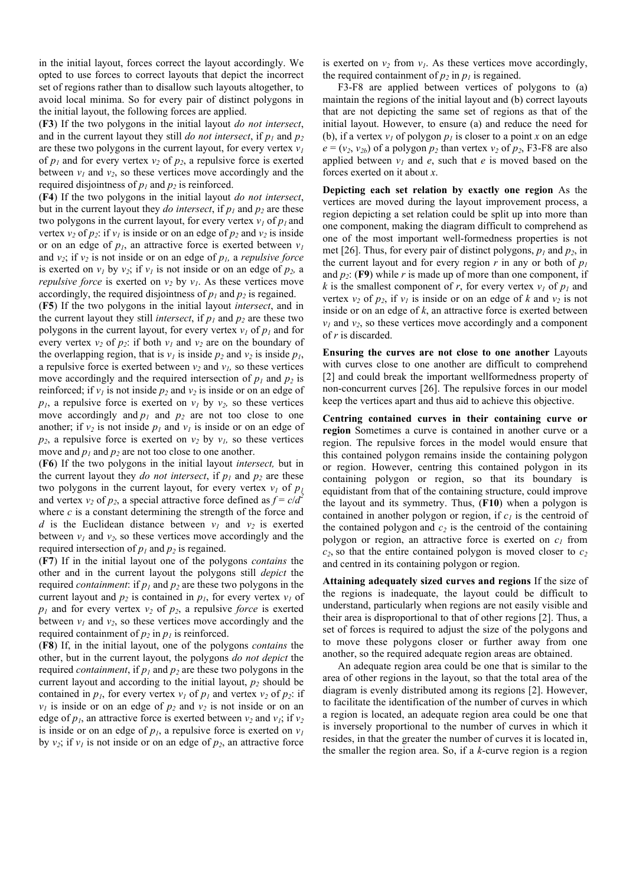in the initial layout, forces correct the layout accordingly. We opted to use forces to correct layouts that depict the incorrect set of regions rather than to disallow such layouts altogether, to avoid local minima. So for every pair of distinct polygons in the initial layout, the following forces are applied.

(**F3**) If the two polygons in the initial layout *do not intersect*, and in the current layout they still *do not intersect*, if $p_1$ and $p_2$ are these two polygons in the current layout, for every vertex $v_1$ of $p_1$ and for every vertex $v_2$ of $p_2$, a repulsive force is exerted between $v_1$ and $v_2$, so these vertices move accordingly and the required disjointness of $p_1$ and $p_2$ is reinforced.

(**F4**) If the two polygons in the initial layout *do not intersect*, but in the current layout they *do intersect*, if $p_1$ and $p_2$ are these two polygons in the current layout, for every vertex $v_1$ of $p_1$ and vertex $v_2$ of $p_2$: if $v_1$ is inside or on an edge of $p_2$ and $v_2$ is inside or on an edge of $p_1$, an attractive force is exerted between $v_1$ and $v_2$; if $v_2$ is not inside or on an edge of $p_1$, a *repulsive force* is exerted on $v_1$ by $v_2$; if $v_1$ is not inside or on an edge of $p_2$, a *repulsive force* is exerted on $v_2$ by $v_1$. As these vertices move accordingly, the required disjointness of $p_1$ and $p_2$ is regained.

(**F5**) If the two polygons in the initial layout *intersect*, and in the current layout they still *intersect*, if $p_1$ and $p_2$ are these two polygons in the current layout, for every vertex $v_1$ of $p_1$ and for every vertex $v_2$ of $p_2$: if both $v_1$ and $v_2$ are on the boundary of the overlapping region, that is $v_1$ is inside $p_2$ and $v_2$ is inside $p_1$, a repulsive force is exerted between $v_2$ and $v_1$, so these vertices move accordingly and the required intersection of $p_1$ and $p_2$ is reinforced; if $v_1$ is not inside $p_2$ and $v_2$ is inside or on an edge of $p_1$, a repulsive force is exerted on $v_1$ by $v_2$, so these vertices move accordingly and $p_1$ and $p_2$ are not too close to one another; if $v_2$ is not inside $p_1$ and $v_1$ is inside or on an edge of $p_2$, a repulsive force is exerted on $v_2$ by $v_1$, so these vertices move and $p_1$ and $p_2$ are not too close to one another.

(**F6**) If the two polygons in the initial layout *intersect,* but in the current layout they *do not intersect*, if $p_1$ and $p_2$ are these two polygons in the current layout, for every vertex $v_1$ of $p_1$ and vertex $v_2$ of $p_2$, a special attractive force defined as $f = c/d^2$ where $c$ is a constant determining the strength of the force and $d$ is the Euclidean distance between $v_1$ and $v_2$ is exerted between $v_1$ and $v_2$, so these vertices move accordingly and the required intersection of $p_1$ and $p_2$ is regained.

(**F7**) If in the initial layout one of the polygons *contains* the other and in the current layout the polygons still *depict* the required *containment*: if $p_1$ and $p_2$ are these two polygons in the current layout and $p_2$ is contained in $p_1$, for every vertex $v_1$ of $p_1$ and for every vertex $v_2$ of $p_2$, a repulsive *force* is exerted between $v_1$ and $v_2$, so these vertices move accordingly and the required containment of $p_2$ in $p_1$ is reinforced.

(**F8**) If, in the initial layout, one of the polygons *contains* the other, but in the current layout, the polygons *do not depict* the required *containment*, if $p_1$ and $p_2$ are these two polygons in the current layout and according to the initial layout, $p_2$ should be contained in $p_1$, for every vertex $v_1$ of $p_1$ and vertex $v_2$ of $p_2$: if $v_1$ is inside or on an edge of $p_2$ and $v_2$ is not inside or on an edge of $p_1$, an attractive force is exerted between $v_2$ and $v_1$; if $v_2$ is inside or on an edge of $p_1$, a repulsive force is exerted on $v_1$ by $v_2$; if $v_1$ is not inside or on an edge of $p_2$, an attractive force is exerted on $v_2$ from $v_1$. As these vertices move accordingly, the required containment of $p_2$ in $p_1$ is regained.

F3-F8 are applied between vertices of polygons to (a) maintain the regions of the initial layout and (b) correct layouts that are not depicting the same set of regions as that of the initial layout. However, to ensure (a) and reduce the need for (b), if a vertex $v_1$ of polygon $p_1$ is closer to a point $x$ on an edge $e = (v_2, v_{2b})$ of a polygon $p_2$ than vertex $v_2$ of $p_2$, F3-F8 are also applied between $v_1$ and $e$, such that $e$ is moved based on the forces exerted on it about $x$.

**Depicting each set relation by exactly one region** As the vertices are moved during the layout improvement process, a region depicting a set relation could be split up into more than one component, making the diagram difficult to comprehend as one of the most important well-formedness properties is not met [26]. Thus, for every pair of distinct polygons, $p_1$ and $p_2$, in the current layout and for every region $r$ in any or both of $p_1$ and $p_2$: (**F9**) while $r$ is made up of more than one component, if $k$ is the smallest component of $r$, for every vertex $v_1$ of $p_1$ and vertex $v_2$ of $p_2$, if $v_1$ is inside or on an edge of $k$ and $v_2$ is not inside or on an edge of $k$, an attractive force is exerted between $v_1$ and $v_2$, so these vertices move accordingly and a component of $r$ is discarded.

**Ensuring the curves are not close to one another** Layouts with curves close to one another are difficult to comprehend [2] and could break the important wellformedness property of non-concurrent curves [26]. The repulsive forces in our model keep the vertices apart and thus aid to achieve this objective.

**Centring contained curves in their containing curve or region** Sometimes a curve is contained in another curve or a region. The repulsive forces in the model would ensure that this contained polygon remains inside the containing polygon or region. However, centring this contained polygon in its containing polygon or region, so that its boundary is equidistant from that of the containing structure, could improve the layout and its symmetry. Thus, (**F10**) when a polygon is contained in another polygon or region, if $c_1$ is the centroid of the contained polygon and $c_2$ is the centroid of the containing polygon or region, an attractive force is exerted on $c_1$ from $c_2$, so that the entire contained polygon is moved closer to $c_2$ and centred in its containing polygon or region.

**Attaining adequately sized curves and regions** If the size of the regions is inadequate, the layout could be difficult to understand, particularly when regions are not easily visible and their area is disproportional to that of other regions [2]. Thus, a set of forces is required to adjust the size of the polygons and to move these polygons closer or further away from one another, so the required adequate region areas are obtained.

An adequate region area could be one that is similar to the area of other regions in the layout, so that the total area of the diagram is evenly distributed among its regions [2]. However, to facilitate the identification of the number of curves in which a region is located, an adequate region area could be one that is inversely proportional to the number of curves in which it resides, in that the greater the number of curves it is located in, the smaller the region area. So, if a $k$-curve region is a region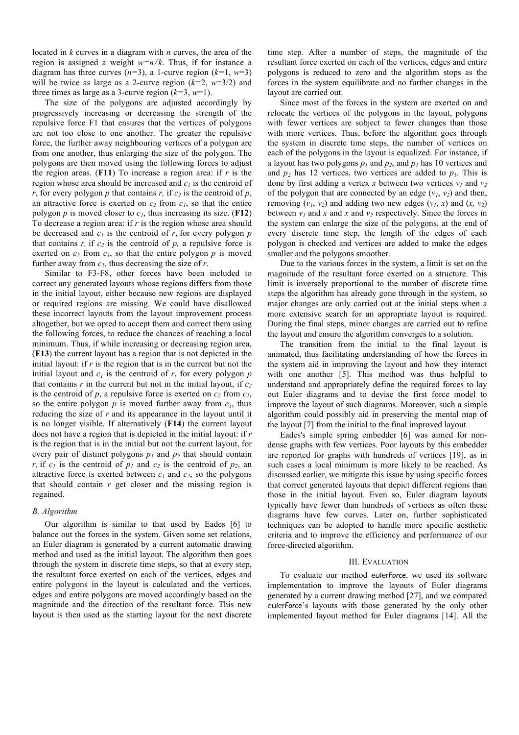located in $k$ curves in a diagram with $n$ curves, the area of the region is assigned a weight $w=n/k$. Thus, if for instance a diagram has three curves ($n$=3), a 1-curve region ($k$=1, $w$=3) will be twice as large as a 2-curve region ($k$=2, $w$=3/2) and three times as large as a 3-curve region ($k$=3, $w$=1).

The size of the polygons are adjusted accordingly by progressively increasing or decreasing the strength of the repulsive force F1 that ensures that the vertices of polygons are not too close to one another. The greater the repulsive force, the further away neighbouring vertices of a polygon are from one another, thus enlarging the size of the polygon. The polygons are then moved using the following forces to adjust the region areas. (**F11**) To increase a region area: if $r$ is the region whose area should be increased and $c_1$ is the centroid of $r$, for every polygon $p$ that contains $r$, if $c_2$ is the centroid of $p$, an attractive force is exerted on $c_2$ from $c_1$, so that the entire polygon $p$ is moved closer to $c_1$, thus increasing its size. (**F12**) To decrease a region area: if $r$ is the region whose area should be decreased and $c_1$ is the centroid of $r$, for every polygon $p$ that contains $r$, if $c_2$ is the centroid of $p$, a repulsive force is exerted on $c_2$ from $c_1$, so that the entire polygon $p$ is moved further away from $c_1$, thus decreasing the size of $r$.

Similar to F3-F8, other forces have been included to correct any generated layouts whose regions differs from those in the initial layout, either because new regions are displayed or required regions are missing. We could have disallowed these incorrect layouts from the layout improvement process altogether, but we opted to accept them and correct them using the following forces, to reduce the chances of reaching a local minimum. Thus, if while increasing or decreasing region area, (**F13**) the current layout has a region that is not depicted in the initial layout: if $r$ is the region that is in the current but not the initial layout and $c_1$ is the centroid of $r$, for every polygon $p$ that contains $r$ in the current but not in the initial layout, if $c_2$ is the centroid of $p$, a repulsive force is exerted on $c_2$ from $c_1$, so the entire polygon $p$ is moved further away from $c_1$, thus reducing the size of $r$ and its appearance in the layout until it is no longer visible. If alternatively (**F14**) the current layout does not have a region that is depicted in the initial layout: if $r$ is the region that is in the initial but not the current layout, for every pair of distinct polygons $p_1$ and $p_2$ that should contain $r$, if $c_1$ is the centroid of $p_1$ and $c_2$ is the centroid of $p_2$, an attractive force is exerted between $c_1$ and $c_2$, so the polygons that should contain $r$ get closer and the missing region is regained.

### *B. Algorithm*

Our algorithm is similar to that used by Eades [6] to balance out the forces in the system. Given some set relations, an Euler diagram is generated by a current automatic drawing method and used as the initial layout. The algorithm then goes through the system in discrete time steps, so that at every step, the resultant force exerted on each of the vertices, edges and entire polygons in the layout is calculated and the vertices, edges and entire polygons are moved accordingly based on the magnitude and the direction of the resultant force. This new layout is then used as the starting layout for the next discrete time step. After a number of steps, the magnitude of the resultant force exerted on each of the vertices, edges and entire polygons is reduced to zero and the algorithm stops as the forces in the system equilibrate and no further changes in the layout are carried out.

Since most of the forces in the system are exerted on and relocate the vertices of the polygons in the layout, polygons with fewer vertices are subject to fewer changes than those with more vertices. Thus, before the algorithm goes through the system in discrete time steps, the number of vertices on each of the polygons in the layout is equalized. For instance, if a layout has two polygons $p_1$ and $p_2$, and $p_1$ has 10 vertices and and $p_2$ has 12 vertices, two vertices are added to $p_1$. This is done by first adding a vertex $x$ between two vertices $v_1$ and $v_2$ of the polygon that are connected by an edge ($v_1$, $v_2$) and then, removing ($v_1$, $v_2$) and adding two new edges ($v_1$, $x$) and ($x$, $v_2$) between $v_1$ and $x$ and $x$ and $v_2$ respectively. Since the forces in the system can enlarge the size of the polygons, at the end of every discrete time step, the length of the edges of each polygon is checked and vertices are added to make the edges smaller and the polygons smoother.

Due to the various forces in the system, a limit is set on the magnitude of the resultant force exerted on a structure. This limit is inversely proportional to the number of discrete time steps the algorithm has already gone through in the system, so major changes are only carried out at the initial steps when a more extensive search for an appropriate layout is required. During the final steps, minor changes are carried out to refine the layout and ensure the algorithm converges to a solution.

The transition from the initial to the final layout is animated, thus facilitating understanding of how the forces in the system aid in improving the layout and how they interact with one another [5]. This method was thus helpful to understand and appropriately define the required forces to lay out Euler diagrams and to devise the first force model to improve the layout of such diagrams. Moreover, such a simple algorithm could possibly aid in preserving the mental map of the layout [7] from the initial to the final improved layout.

Eades's simple spring embedder [6] was aimed for non-dense graphs with few vertices. Poor layouts by this embedder are reported for graphs with hundreds of vertices [19], as in such cases a local minimum is more likely to be reached. As discussed earlier, we mitigate this issue by using specific forces that correct generated layouts that depict different regions than those in the initial layout. Even so, Euler diagram layouts typically have fewer than hundreds of vertices as often these diagrams have few curves. Later on, further sophisticated techniques can be adopted to handle more specific aesthetic criteria and to improve the efficiency and performance of our force-directed algorithm.

## III. Evaluation

To evaluate our method euler*Force*, we used its software implementation to improve the layouts of Euler diagrams generated by a current drawing method [27], and we compared euler*Force*'s layouts with those generated by the only other implemented layout method for Euler diagrams [14]. All the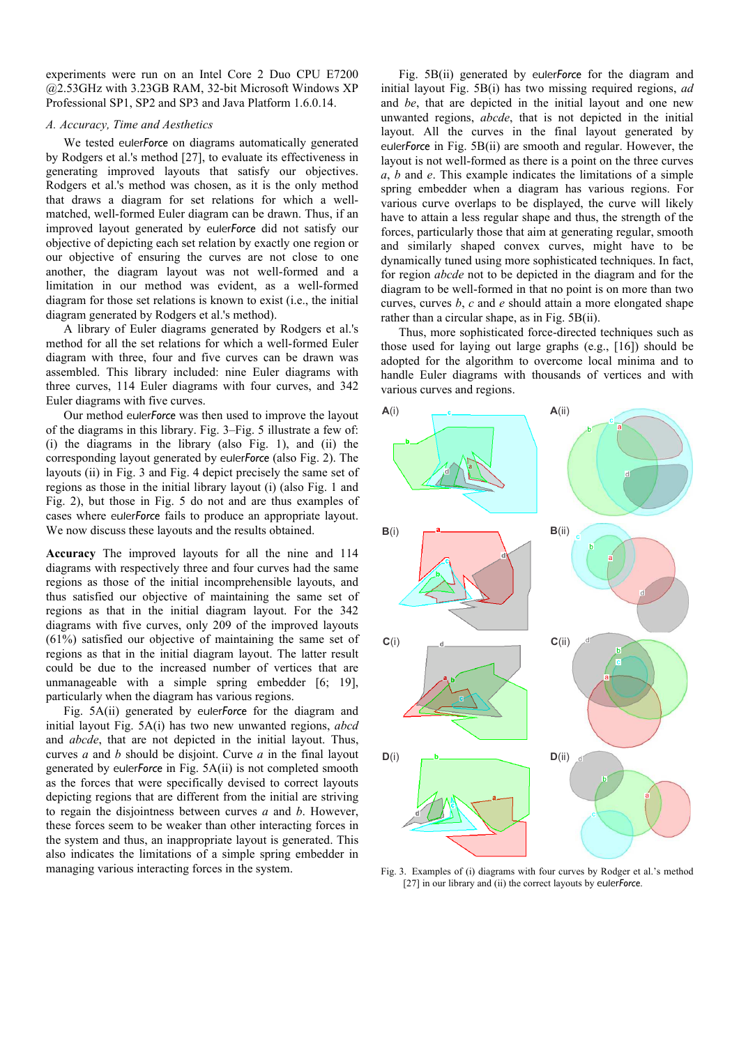experiments were run on an Intel Core 2 Duo CPU E7200 @2.53GHz with 3.23GB RAM, 32-bit Microsoft Windows XP Professional SP1, SP2 and SP3 and Java Platform 1.6.0.14.

### *A. Accuracy, Time and Aesthetics*

We tested eulerForce on diagrams automatically generated by Rodgers et al.'s method [27], to evaluate its effectiveness in generating improved layouts that satisfy our objectives. Rodgers et al.'s method was chosen, as it is the only method that draws a diagram for set relations for which a well-matched, well-formed Euler diagram can be drawn. Thus, if an improved layout generated by eulerForce did not satisfy our objective of depicting each set relation by exactly one region or our objective of ensuring the curves are not close to one another, the diagram layout was not well-formed and a limitation in our method was evident, as a well-formed diagram for those set relations is known to exist (i.e., the initial diagram generated by Rodgers et al.'s method).

A library of Euler diagrams generated by Rodgers et al.'s method for all the set relations for which a well-formed Euler diagram with three, four and five curves can be drawn was assembled. This library included: nine Euler diagrams with three curves, 114 Euler diagrams with four curves, and 342 Euler diagrams with five curves.

Our method eulerForce was then used to improve the layout of the diagrams in this library. Fig. 3–Fig. 5 illustrate a few of: (i) the diagrams in the library (also Fig. 1), and (ii) the corresponding layout generated by eulerForce (also Fig. 2). The layouts (ii) in Fig. 3 and Fig. 4 depict precisely the same set of regions as those in the initial library layout (i) (also Fig. 1 and Fig. 2), but those in Fig. 5 do not and are thus examples of cases where eulerForce fails to produce an appropriate layout. We now discuss these layouts and the results obtained.

**Accuracy** The improved layouts for all the nine and 114 diagrams with respectively three and four curves had the same regions as those of the initial incomprehensible layouts, and thus satisfied our objective of maintaining the same set of regions as that in the initial diagram layout. For the 342 diagrams with five curves, only 209 of the improved layouts (61%) satisfied our objective of maintaining the same set of regions as that in the initial diagram layout. The latter result could be due to the increased number of vertices that are unmanageable with a simple spring embedder [6; 19], particularly when the diagram has various regions.

Fig. 5A(ii) generated by eulerForce for the diagram and initial layout Fig. 5A(i) has two new unwanted regions, *abcd* and *abcde*, that are not depicted in the initial layout. Thus, curves *a* and *b* should be disjoint. Curve *a* in the final layout generated by eulerForce in Fig. 5A(ii) is not completed smooth as the forces that were specifically devised to correct layouts depicting regions that are different from the initial are striving to regain the disjointness between curves *a* and *b*. However, these forces seem to be weaker than other interacting forces in the system and thus, an inappropriate layout is generated. This also indicates the limitations of a simple spring embedder in managing various interacting forces in the system.

Fig. 5B(ii) generated by eulerForce for the diagram and initial layout Fig. 5B(i) has two missing required regions, *ad* and *be*, that are depicted in the initial layout and one new unwanted regions, *abcde*, that is not depicted in the initial layout. All the curves in the final layout generated by eulerForce in Fig. 5B(ii) are smooth and regular. However, the layout is not well-formed as there is a point on the three curves *a*, *b* and *e*. This example indicates the limitations of a simple spring embedder when a diagram has various regions. For various curve overlaps to be displayed, the curve will likely have to attain a less regular shape and thus, the strength of the forces, particularly those that aim at generating regular, smooth and similarly shaped convex curves, might have to be dynamically tuned using more sophisticated techniques. In fact, for region *abcde* not to be depicted in the diagram and for the diagram to be well-formed in that no point is on more than two curves, curves *b*, *c* and *e* should attain a more elongated shape rather than a circular shape, as in Fig. 5B(ii).

Thus, more sophisticated force-directed techniques such as those used for laying out large graphs (e.g., [16]) should be adopted for the algorithm to overcome local minima and to handle Euler diagrams with thousands of vertices and with various curves and regions.

Fig. 3. Examples of (i) diagrams with four curves by Rodger et al.'s method [27] in our library and (ii) the correct layouts by eulerForce.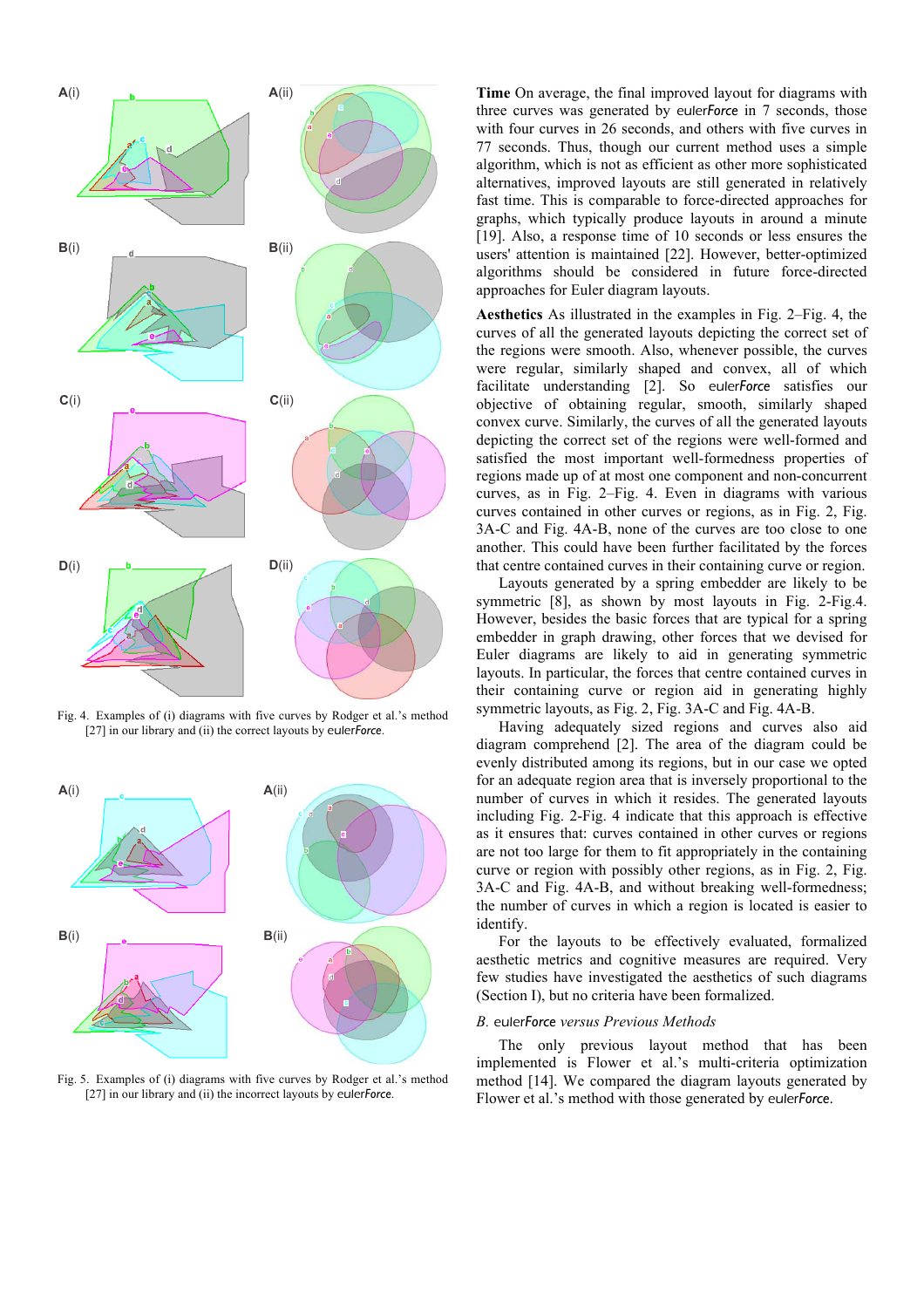Fig. 4. Examples of (i) diagrams with five curves by Rodger et al.'s method [27] in our library and (ii) the correct layouts by eulerForce.

Fig. 5. Examples of (i) diagrams with five curves by Rodger et al.'s method [27] in our library and (ii) the incorrect layouts by eulerForce.

**Time** On average, the final improved layout for diagrams with three curves was generated by eulerForce in 7 seconds, those with four curves in 26 seconds, and others with five curves in 77 seconds. Thus, though our current method uses a simple algorithm, which is not as efficient as other more sophisticated alternatives, improved layouts are still generated in relatively fast time. This is comparable to force-directed approaches for graphs, which typically produce layouts in around a minute [19]. Also, a response time of 10 seconds or less ensures the users' attention is maintained [22]. However, better-optimized algorithms should be considered in future force-directed approaches for Euler diagram layouts.

**Aesthetics** As illustrated in the examples in Fig. 2–Fig. 4, the curves of all the generated layouts depicting the correct set of the regions were smooth. Also, whenever possible, the curves were regular, similarly shaped and convex, all of which facilitate understanding [2]. So eulerForce satisfies our objective of obtaining regular, smooth, similarly shaped convex curve. Similarly, the curves of all the generated layouts depicting the correct set of the regions were well-formed and satisfied the most important well-formedness properties of regions made up of at most one component and non-concurrent curves, as in Fig. 2–Fig. 4. Even in diagrams with various curves contained in other curves or regions, as in Fig. 2, Fig. 3A-C and Fig. 4A-B, none of the curves are too close to one another. This could have been further facilitated by the forces that centre contained curves in their containing curve or region.

Layouts generated by a spring embedder are likely to be symmetric [8], as shown by most layouts in Fig. 2-Fig.4. However, besides the basic forces that are typical for a spring embedder in graph drawing, other forces that we devised for Euler diagrams are likely to aid in generating symmetric layouts. In particular, the forces that centre contained curves in their containing curve or region aid in generating highly symmetric layouts, as Fig. 2, Fig. 3A-C and Fig. 4A-B.

Having adequately sized regions and curves also aid diagram comprehend [2]. The area of the diagram could be evenly distributed among its regions, but in our case we opted for an adequate region area that is inversely proportional to the number of curves in which it resides. The generated layouts including Fig. 2-Fig. 4 indicate that this approach is effective as it ensures that: curves contained in other curves or regions are not too large for them to fit appropriately in the containing curve or region with possibly other regions, as in Fig. 2, Fig. 3A-C and Fig. 4A-B, and without breaking well-formedness; the number of curves in which a region is located is easier to identify.

For the layouts to be effectively evaluated, formalized aesthetic metrics and cognitive measures are required. Very few studies have investigated the aesthetics of such diagrams (Section I), but no criteria have been formalized.

### *B. eulerForce versus Previous Methods*

The only previous layout method that has been implemented is Flower et al.'s multi-criteria optimization method [14]. We compared the diagram layouts generated by Flower et al.'s method with those generated by eulerForce.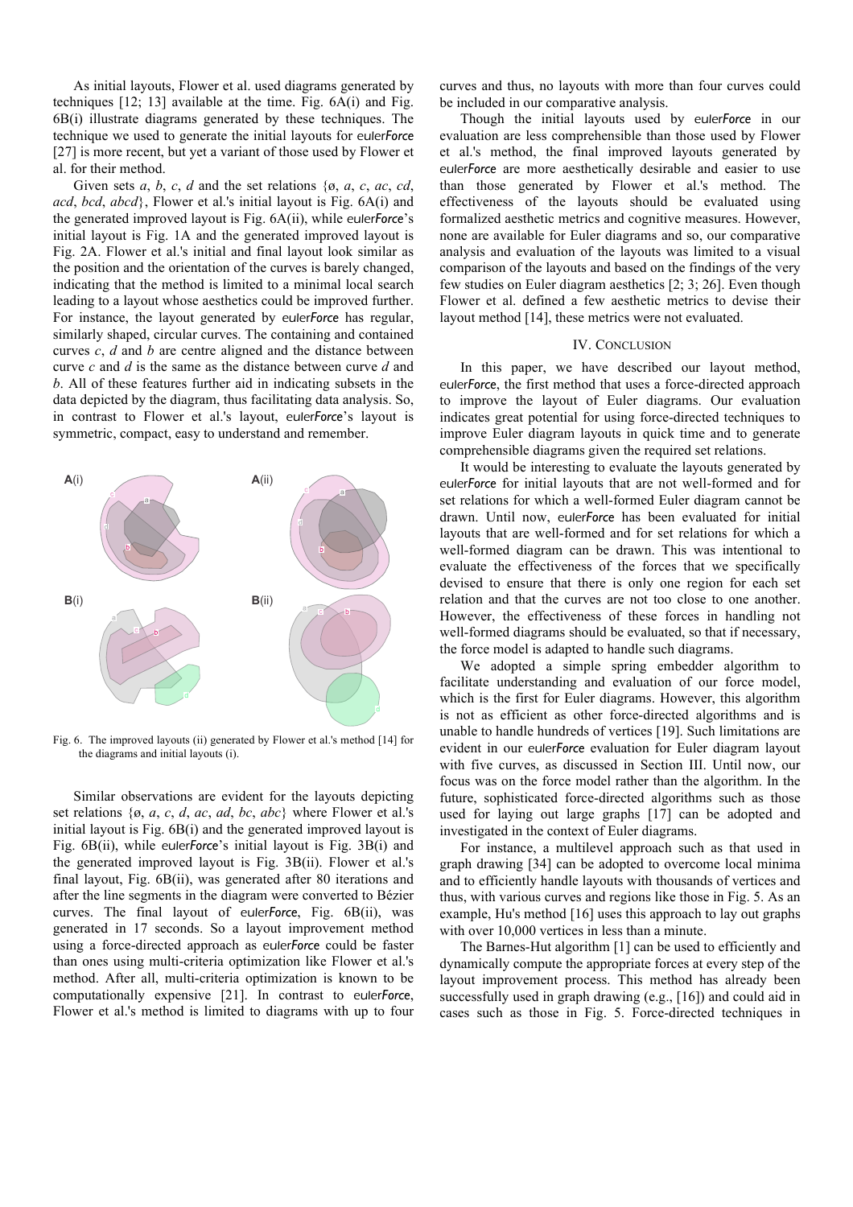As initial layouts, Flower et al. used diagrams generated by techniques [12; 13] available at the time. Fig. 6A(i) and Fig. 6B(i) illustrate diagrams generated by these techniques. The technique we used to generate the initial layouts for euler*Force* [27] is more recent, but yet a variant of those used by Flower et al. for their method.

Given sets *a*, *b*, *c*, *d* and the set relations {ø, *a*, *c*, *ac*, *cd*, *acd*, *bcd*, *abcd*}, Flower et al.'s initial layout is Fig. 6A(i) and the generated improved layout is Fig. 6A(ii), while euler*Force*'s initial layout is Fig. 1A and the generated improved layout is Fig. 2A. Flower et al.'s initial and final layout look similar as the position and the orientation of the curves is barely changed, indicating that the method is limited to a minimal local search leading to a layout whose aesthetics could be improved further. For instance, the layout generated by euler*Force* has regular, similarly shaped, circular curves. The containing and contained curves *c*, *d* and *b* are centre aligned and the distance between curve *c* and *d* is the same as the distance between curve *d* and *b*. All of these features further aid in indicating subsets in the data depicted by the diagram, thus facilitating data analysis. So, in contrast to Flower et al.'s layout, euler*Force*'s layout is symmetric, compact, easy to understand and remember.

Fig. 6. The improved layouts (ii) generated by Flower et al.'s method [14] for the diagrams and initial layouts (i).

Similar observations are evident for the layouts depicting set relations {ø, *a*, *c*, *d*, *ac*, *ad*, *bc*, *abc*} where Flower et al.'s initial layout is Fig. 6B(i) and the generated improved layout is Fig. 6B(ii), while euler*Force*'s initial layout is Fig. 3B(i) and the generated improved layout is Fig. 3B(ii). Flower et al.'s final layout, Fig. 6B(ii), was generated after 80 iterations and after the line segments in the diagram were converted to Bézier curves. The final layout of euler*Force*, Fig. 6B(ii), was generated in 17 seconds. So a layout improvement method using a force-directed approach as euler*Force* could be faster than ones using multi-criteria optimization like Flower et al.'s method. After all, multi-criteria optimization is known to be computationally expensive [21]. In contrast to euler*Force*, Flower et al.'s method is limited to diagrams with up to four curves and thus, no layouts with more than four curves could be included in our comparative analysis.

Though the initial layouts used by euler*Force* in our evaluation are less comprehensible than those used by Flower et al.'s method, the final improved layouts generated by euler*Force* are more aesthetically desirable and easier to use than those generated by Flower et al.'s method. The effectiveness of the layouts should be evaluated using formalized aesthetic metrics and cognitive measures. However, none are available for Euler diagrams and so, our comparative analysis and evaluation of the layouts was limited to a visual comparison of the layouts and based on the findings of the very few studies on Euler diagram aesthetics [2; 3; 26]. Even though Flower et al. defined a few aesthetic metrics to devise their layout method [14], these metrics were not evaluated.

## IV. Conclusion

In this paper, we have described our layout method, euler*Force*, the first method that uses a force-directed approach to improve the layout of Euler diagrams. Our evaluation indicates great potential for using force-directed techniques to improve Euler diagram layouts in quick time and to generate comprehensible diagrams given the required set relations.

It would be interesting to evaluate the layouts generated by euler*Force* for initial layouts that are not well-formed and for set relations for which a well-formed Euler diagram cannot be drawn. Until now, euler*Force* has been evaluated for initial layouts that are well-formed and for set relations for which a well-formed diagram can be drawn. This was intentional to evaluate the effectiveness of the forces that we specifically devised to ensure that there is only one region for each set relation and that the curves are not too close to one another. However, the effectiveness of these forces in handling not well-formed diagrams should be evaluated, so that if necessary, the force model is adapted to handle such diagrams.

We adopted a simple spring embedder algorithm to facilitate understanding and evaluation of our force model, which is the first for Euler diagrams. However, this algorithm is not as efficient as other force-directed algorithms and is unable to handle hundreds of vertices [19]. Such limitations are evident in our euler*Force* evaluation for Euler diagram layout with five curves, as discussed in Section III. Until now, our focus was on the force model rather than the algorithm. In the future, sophisticated force-directed algorithms such as those used for laying out large graphs [17] can be adopted and investigated in the context of Euler diagrams.

For instance, a multilevel approach such as that used in graph drawing [34] can be adopted to overcome local minima and to efficiently handle layouts with thousands of vertices and thus, with various curves and regions like those in Fig. 5. As an example, Hu's method [16] uses this approach to lay out graphs with over 10,000 vertices in less than a minute.

The Barnes-Hut algorithm [1] can be used to efficiently and dynamically compute the appropriate forces at every step of the layout improvement process. This method has already been successfully used in graph drawing (e.g., [16]) and could aid in cases such as those in Fig. 5. Force-directed techniques in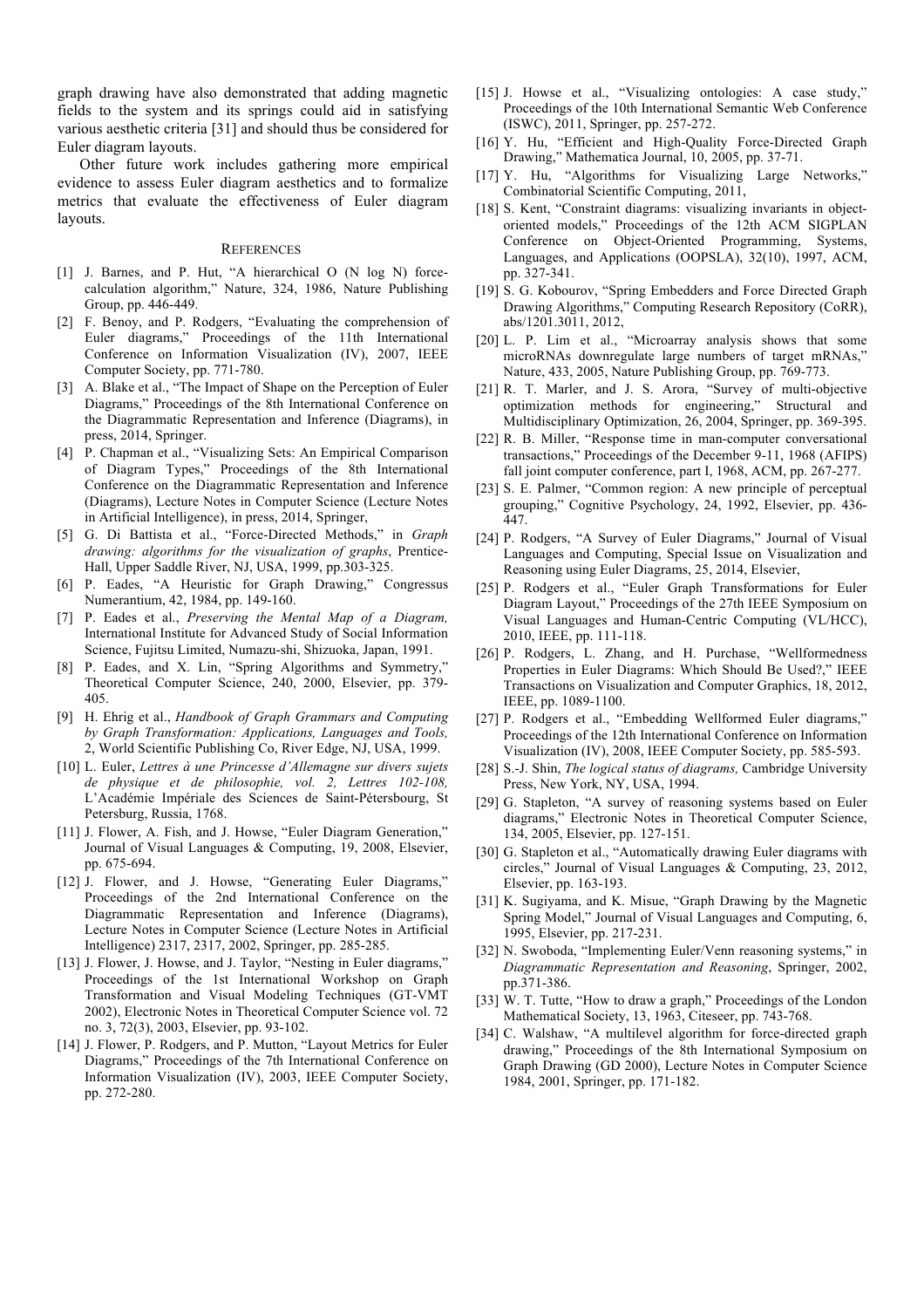graph drawing have also demonstrated that adding magnetic fields to the system and its springs could aid in satisfying various aesthetic criteria [31] and should thus be considered for Euler diagram layouts.

Other future work includes gathering more empirical evidence to assess Euler diagram aesthetics and to formalize metrics that evaluate the effectiveness of Euler diagram layouts.

## REFERENCES

[1] J. Barnes, and P. Hut, "A hierarchical O (N log N) force-calculation algorithm," Nature, 324, 1986, Nature Publishing Group, pp. 446-449.

[2] F. Benoy, and P. Rodgers, "Evaluating the comprehension of Euler diagrams," Proceedings of the 11th International Conference on Information Visualization (IV), 2007, IEEE Computer Society, pp. 771-780.

[3] A. Blake et al., "The Impact of Shape on the Perception of Euler Diagrams," Proceedings of the 8th International Conference on the Diagrammatic Representation and Inference (Diagrams), in press, 2014, Springer.

[4] P. Chapman et al., "Visualizing Sets: An Empirical Comparison of Diagram Types," Proceedings of the 8th International Conference on the Diagrammatic Representation and Inference (Diagrams), Lecture Notes in Computer Science (Lecture Notes in Artificial Intelligence), in press, 2014, Springer,

[5] G. Di Battista et al., "Force-Directed Methods," in *Graph drawing: algorithms for the visualization of graphs*, Prentice-Hall, Upper Saddle River, NJ, USA, 1999, pp.303-325.

[6] P. Eades, "A Heuristic for Graph Drawing," Congressus Numerantium, 42, 1984, pp. 149-160.

[7] P. Eades et al., *Preserving the Mental Map of a Diagram,* International Institute for Advanced Study of Social Information Science, Fujitsu Limited, Numazu-shi, Shizuoka, Japan, 1991.

[8] P. Eades, and X. Lin, "Spring Algorithms and Symmetry," Theoretical Computer Science, 240, 2000, Elsevier, pp. 379-405.

[9] H. Ehrig et al., *Handbook of Graph Grammars and Computing by Graph Transformation: Applications, Languages and Tools,* 2, World Scientific Publishing Co, River Edge, NJ, USA, 1999.

[10] L. Euler, *Lettres à une Princesse d'Allemagne sur divers sujets de physique et de philosophie, vol. 2, Lettres 102-108,* L'Académie Impériale des Sciences de Saint-Pétersbourg, St Petersburg, Russia, 1768.

[11] J. Flower, A. Fish, and J. Howse, "Euler Diagram Generation," Journal of Visual Languages & Computing, 19, 2008, Elsevier, pp. 675-694.

[12] J. Flower, and J. Howse, "Generating Euler Diagrams," Proceedings of the 2nd International Conference on the Diagrammatic Representation and Inference (Diagrams), Lecture Notes in Computer Science (Lecture Notes in Artificial Intelligence) 2317, 2317, 2002, Springer, pp. 285-285.

[13] J. Flower, J. Howse, and J. Taylor, "Nesting in Euler diagrams," Proceedings of the 1st International Workshop on Graph Transformation and Visual Modeling Techniques (GT-VMT 2002), Electronic Notes in Theoretical Computer Science vol. 72 no. 3, 72(3), 2003, Elsevier, pp. 93-102.

[14] J. Flower, P. Rodgers, and P. Mutton, "Layout Metrics for Euler Diagrams," Proceedings of the 7th International Conference on Information Visualization (IV), 2003, IEEE Computer Society, pp. 272-280.

[15] J. Howse et al., "Visualizing ontologies: A case study," Proceedings of the 10th International Semantic Web Conference (ISWC), 2011, Springer, pp. 257-272.

[16] Y. Hu, "Efficient and High-Quality Force-Directed Graph Drawing," Mathematica Journal, 10, 2005, pp. 37-71.

[17] Y. Hu, "Algorithms for Visualizing Large Networks," Combinatorial Scientific Computing, 2011,

[18] S. Kent, "Constraint diagrams: visualizing invariants in object-oriented models," Proceedings of the 12th ACM SIGPLAN Conference on Object-Oriented Programming, Systems, Languages, and Applications (OOPSLA), 32(10), 1997, ACM, pp. 327-341.

[19] S. G. Kobourov, "Spring Embedders and Force Directed Graph Drawing Algorithms," Computing Research Repository (CoRR), abs/1201.3011, 2012,

[20] L. P. Lim et al., "Microarray analysis shows that some microRNAs downregulate large numbers of target mRNAs," Nature, 433, 2005, Nature Publishing Group, pp. 769-773.

[21] R. T. Marler, and J. S. Arora, "Survey of multi-objective optimization methods for engineering," Structural and Multidisciplinary Optimization, 26, 2004, Springer, pp. 369-395.

[22] R. B. Miller, "Response time in man-computer conversational transactions," Proceedings of the December 9-11, 1968 (AFIPS) fall joint computer conference, part I, 1968, ACM, pp. 267-277.

[23] S. E. Palmer, "Common region: A new principle of perceptual grouping," Cognitive Psychology, 24, 1992, Elsevier, pp. 436-447.

[24] P. Rodgers, "A Survey of Euler Diagrams," Journal of Visual Languages and Computing, Special Issue on Visualization and Reasoning using Euler Diagrams, 25, 2014, Elsevier,

[25] P. Rodgers et al., "Euler Graph Transformations for Euler Diagram Layout," Proceedings of the 27th IEEE Symposium on Visual Languages and Human-Centric Computing (VL/HCC), 2010, IEEE, pp. 111-118.

[26] P. Rodgers, L. Zhang, and H. Purchase, "Wellformedness Properties in Euler Diagrams: Which Should Be Used?," IEEE Transactions on Visualization and Computer Graphics, 18, 2012, IEEE, pp. 1089-1100.

[27] P. Rodgers et al., "Embedding Wellformed Euler diagrams," Proceedings of the 12th International Conference on Information Visualization (IV), 2008, IEEE Computer Society, pp. 585-593.

[28] S.-J. Shin, *The logical status of diagrams,* Cambridge University Press, New York, NY, USA, 1994.

[29] G. Stapleton, "A survey of reasoning systems based on Euler diagrams," Electronic Notes in Theoretical Computer Science, 134, 2005, Elsevier, pp. 127-151.

[30] G. Stapleton et al., "Automatically drawing Euler diagrams with circles," Journal of Visual Languages & Computing, 23, 2012, Elsevier, pp. 163-193.

[31] K. Sugiyama, and K. Misue, "Graph Drawing by the Magnetic Spring Model," Journal of Visual Languages and Computing, 6, 1995, Elsevier, pp. 217-231.

[32] N. Swoboda, "Implementing Euler/Venn reasoning systems," in *Diagrammatic Representation and Reasoning*, Springer, 2002, pp.371-386.

[33] W. T. Tutte, "How to draw a graph," Proceedings of the London Mathematical Society, 13, 1963, Citeseer, pp. 743-768.

[34] C. Walshaw, "A multilevel algorithm for force-directed graph drawing," Proceedings of the 8th International Symposium on Graph Drawing (GD 2000), Lecture Notes in Computer Science 1984, 2001, Springer, pp. 171-182.